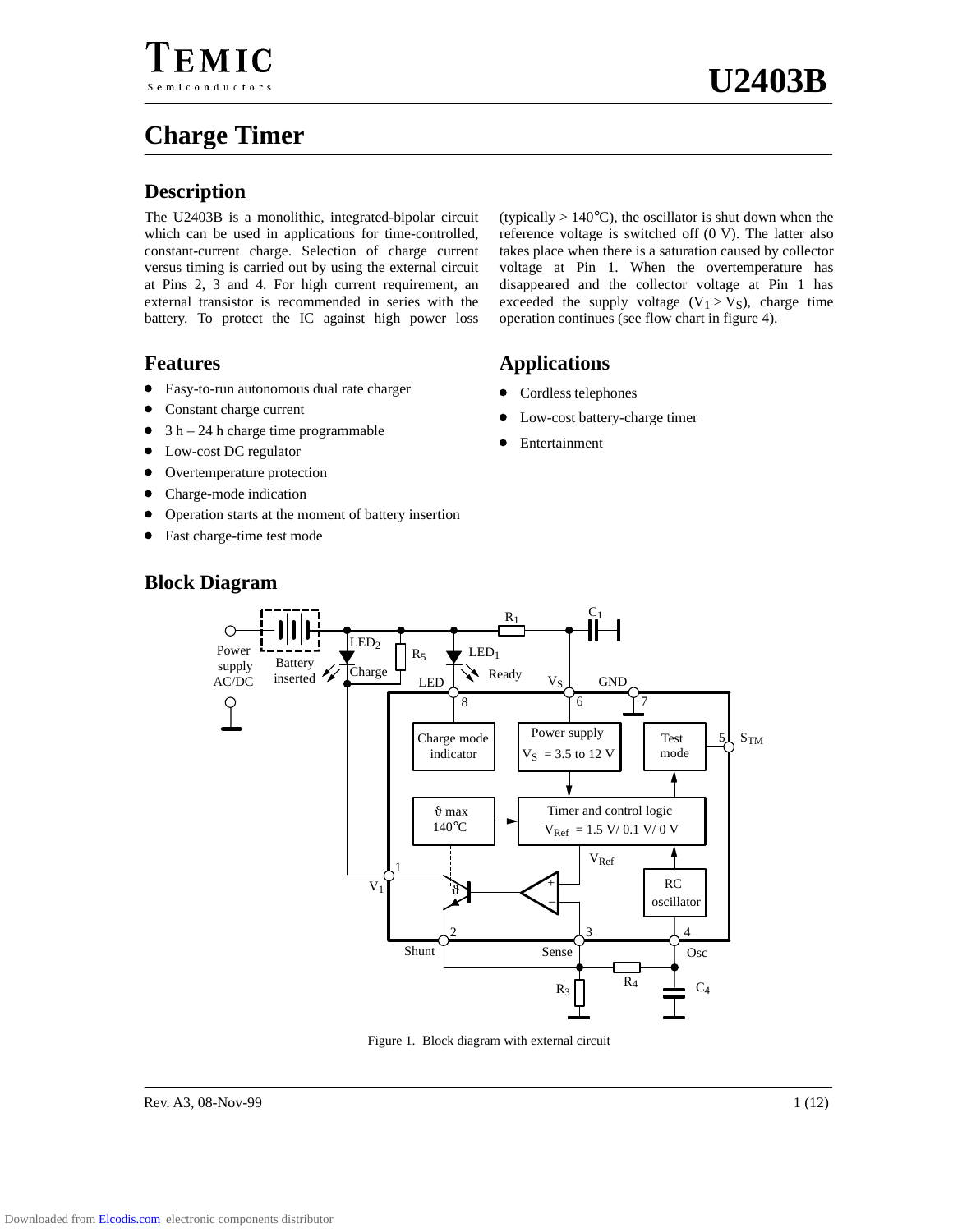# TEMIC

Semiconductors

# U2403B

## Charge Timer

### Description

The U2403B is a monolithic, integrated-bipolar circuit which can be used in applications for time-controlled, constant-current charge. Selection of charge current versus timing is carried out by using the external circuit at Pins 2, 3 and 4. For high current requirement, an external transistor is recommended in series with the battery. To protect the IC against high power loss (typically > 140°C), the oscillator is shut down when the reference voltage is switched off (0 V). The latter also takes place when there is a saturation caused by collector voltage at Pin 1. When the overtemperature has disappeared and the collector voltage at Pin 1 has exceeded the supply voltage ($V_1 > V_S$), charge time operation continues (see flow chart in figure 4).

### Features

- Easy-to-run autonomous dual rate charger
- Constant charge current
- 3 h – 24 h charge time programmable
- Low-cost DC regulator
- Overtemperature protection
- Charge-mode indication
- Operation starts at the moment of battery insertion
- Fast charge-time test mode

### Applications

- Cordless telephones
- Low-cost battery-charge timer
- Entertainment

### Block Diagram

Figure 1. Block diagram with external circuit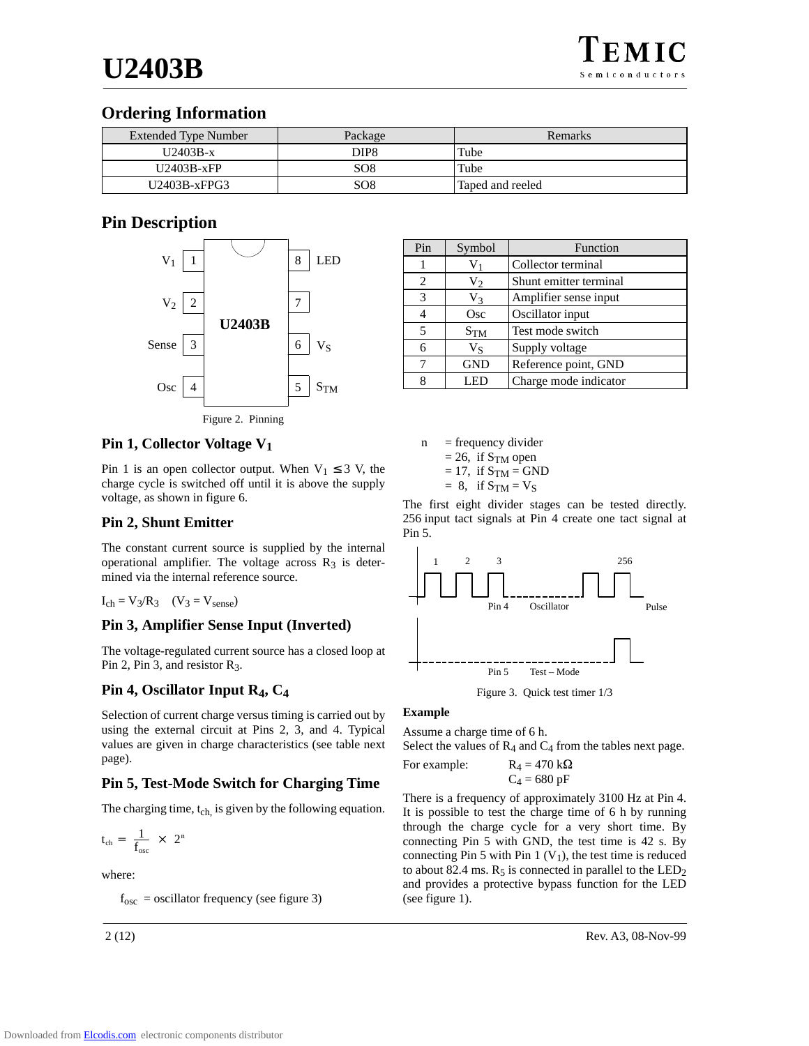## Ordering Information

| Extended Type Number | Package | Remarks |
|---|---|---|
| U2403B-x | DIP8 | Tube |
| U2403B-xFP | SO8 | Tube |
| U2403B-xFPG3 | SO8 | Taped and reeled |

## Pin Description

Figure 2. Pinning

| Pin | Symbol | Function |
|---|---|---|
| 1 | $V_1$ | Collector terminal |
| 2 | $V_2$ | Shunt emitter terminal |
| 3 | $V_3$ | Amplifier sense input |
| 4 | Osc | Oscillator input |
| 5 | $S_{TM}$ | Test mode switch |
| 6 | $V_S$ | Supply voltage |
| 7 | GND | Reference point, GND |
| 8 | LED | Charge mode indicator |

### Pin 1, Collector Voltage $V_1$

Pin 1 is an open collector output. When $V_1 \leq 3$ V, the charge cycle is switched off until it is above the supply voltage, as shown in figure 6.

### Pin 2, Shunt Emitter

The constant current source is supplied by the internal operational amplifier. The voltage across $R_3$ is determined via the internal reference source.

$I_{ch} = V_3/R_3 \quad (V_3 = V_{sense})$

### Pin 3, Amplifier Sense Input (Inverted)

The voltage-regulated current source has a closed loop at Pin 2, Pin 3, and resistor $R_3$.

### Pin 4, Oscillator Input $R_4$, $C_4$

Selection of current charge versus timing is carried out by using the external circuit at Pins 2, 3, and 4. Typical values are given in charge characteristics (see table next page).

### Pin 5, Test-Mode Switch for Charging Time

The charging time, $t_{ch,}$ is given by the following equation.

$$t_{ch} = \frac{1}{f_{osc}} \times 2^n$$

where:

$f_{osc}$ = oscillator frequency (see figure 3)

n = frequency divider
= 26, if $S_{TM}$ open
= 17, if $S_{TM}$ = GND
= 8, if $S_{TM}$ = $V_S$

The first eight divider stages can be tested directly. 256 input tact signals at Pin 4 create one tact signal at Pin 5.

Figure 3. Quick test timer 1/3

**Example**

Assume a charge time of 6 h.
Select the values of $R_4$ and $C_4$ from the tables next page.

For example: $R_4$ = 470 kΩ
$C_4$ = 680 pF

There is a frequency of approximately 3100 Hz at Pin 4. It is possible to test the charge time of 6 h by running through the charge cycle for a very short time. By connecting Pin 5 with GND, the test time is 42 s. By connecting Pin 5 with Pin 1 ($V_1$), the test time is reduced to about 82.4 ms. $R_5$ is connected in parallel to the $LED_2$ and provides a protective bypass function for the LED (see figure 1).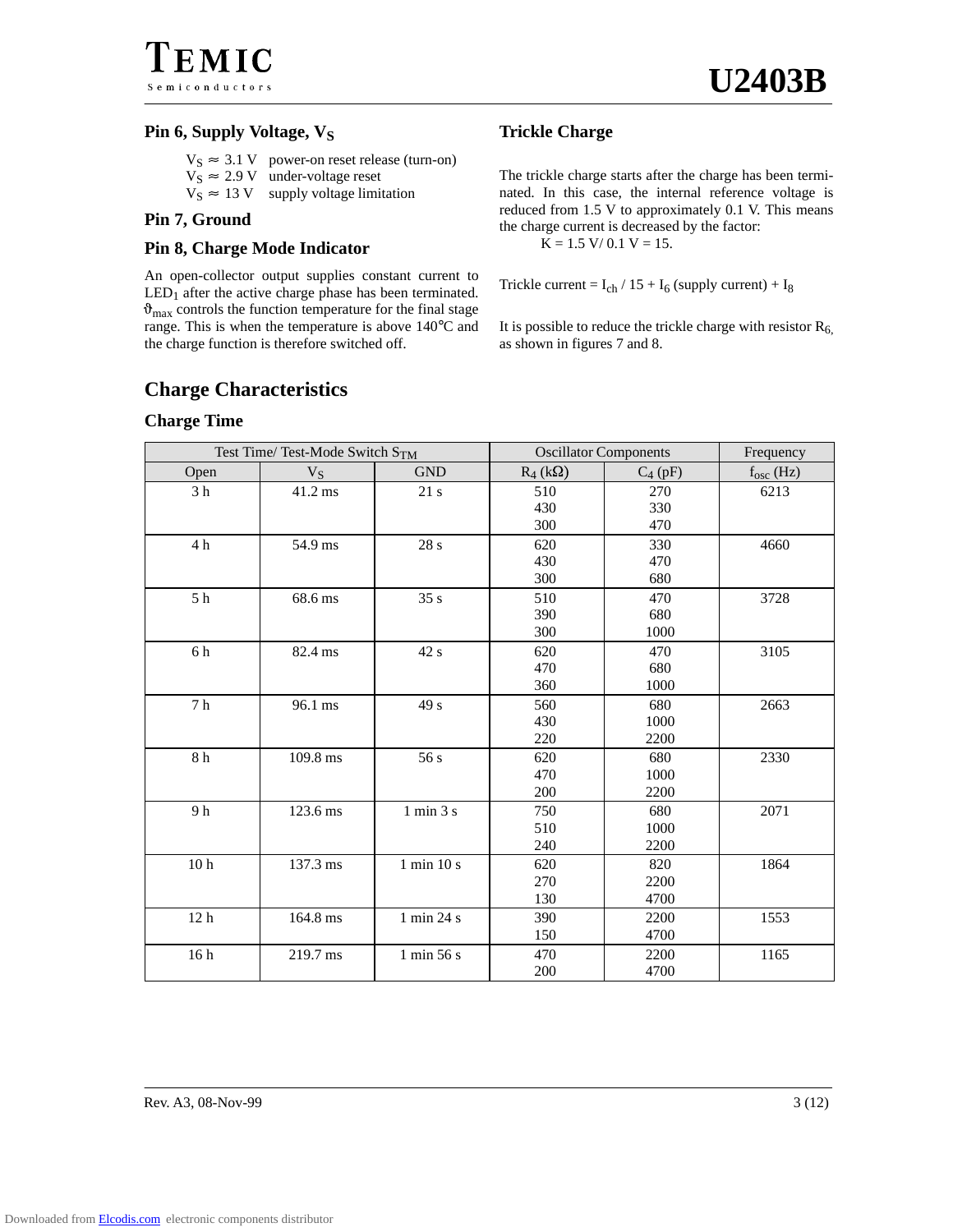## Pin 6, Supply Voltage, $V_S$

$V_S \approx 3.1$ V power-on reset release (turn-on)
$V_S \approx 2.9$ V under-voltage reset
$V_S \approx 13$ V supply voltage limitation

## Pin 7, Ground

## Pin 8, Charge Mode Indicator

An open-collector output supplies constant current to $LED_1$ after the active charge phase has been terminated. $\vartheta_{max}$ controls the function temperature for the final stage range. This is when the temperature is above 140°C and the charge function is therefore switched off.

## Trickle Charge

The trickle charge starts after the charge has been terminated. In this case, the internal reference voltage is reduced from 1.5 V to approximately 0.1 V. This means the charge current is decreased by the factor:

$K = 1.5 \text{ V} / 0.1 \text{ V} = 15.$

Trickle current = $I_{ch}$ / 15 + $I_6$ (supply current) + $I_8$

It is possible to reduce the trickle charge with resistor $R_6$, as shown in figures 7 and 8.

# Charge Characteristics

## Charge Time

| Test Time/ Test-Mode Switch $S_{TM}$ | | | Oscillator Components | | Frequency |
|---|---|---|---|---|---|
| Open | $V_S$ | GND | $R_4$ (kΩ) | $C_4$ (pF) | $f_{osc}$ (Hz) |
| 3 h | 41.2 ms | 21 s | 510<br>430<br>300 | 270<br>330<br>470 | 6213 |
| 4 h | 54.9 ms | 28 s | 620<br>430<br>300 | 330<br>470<br>680 | 4660 |
| 5 h | 68.6 ms | 35 s | 510<br>390<br>300 | 470<br>680<br>1000 | 3728 |
| 6 h | 82.4 ms | 42 s | 620<br>470<br>360 | 470<br>680<br>1000 | 3105 |
| 7 h | 96.1 ms | 49 s | 560<br>430<br>220 | 680<br>1000<br>2200 | 2663 |
| 8 h | 109.8 ms | 56 s | 620<br>470<br>200 | 680<br>1000<br>2200 | 2330 |
| 9 h | 123.6 ms | 1 min 3 s | 750<br>510<br>240 | 680<br>1000<br>2200 | 2071 |
| 10 h | 137.3 ms | 1 min 10 s | 620<br>270<br>130 | 820<br>2200<br>4700 | 1864 |
| 12 h | 164.8 ms | 1 min 24 s | 390<br>150 | 2200<br>4700 | 1553 |
| 16 h | 219.7 ms | 1 min 56 s | 470<br>200 | 2200<br>4700 | 1165 |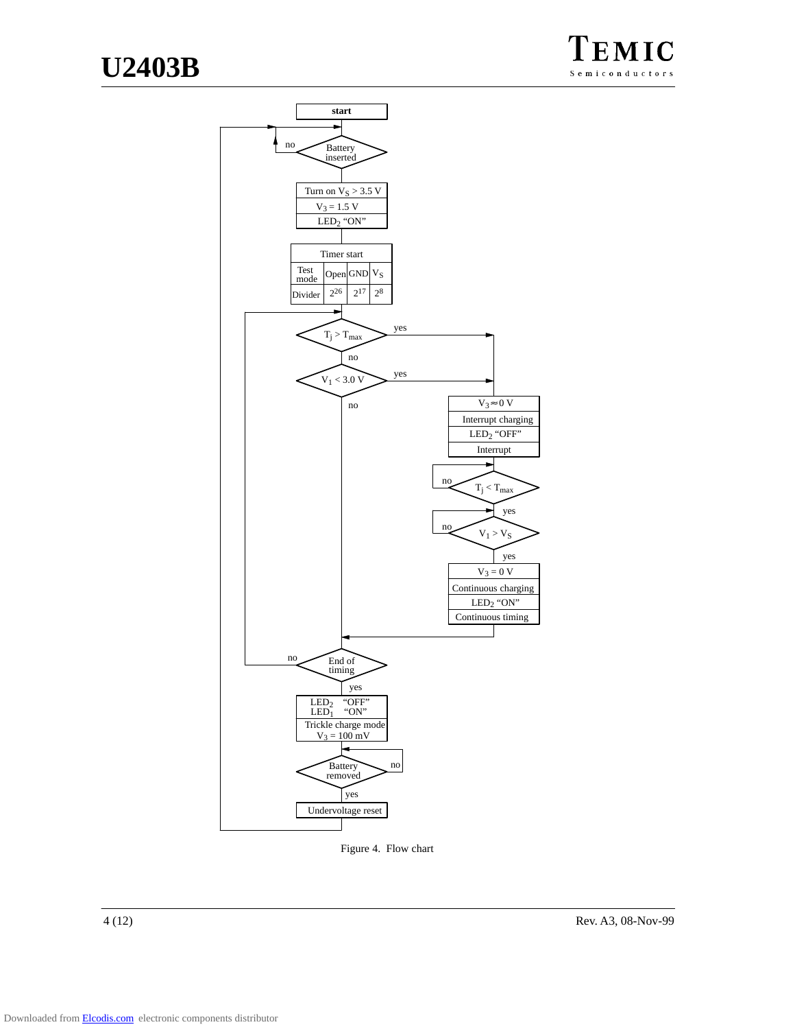start

Battery inserted — no: loop back / yes: continue

| Turn on $V_S$ > 3.5 V |
|---|
| $V_3$ = 1.5 V |
| $LED_2$ "ON" |

| Timer start | | | |
|---|---|---|---|
| Test mode | Open | GND | $V_S$ |
| Divider | $2^{26}$ | $2^{17}$ | $2^8$ |

$T_j > T_{max}$ — yes / no

$V_1$ < 3.0 V — yes / no

| $V_3 \approx 0$ V |
|---|
| Interrupt charging |
| $LED_2$ "OFF" |
| Interrupt |

$T_j < T_{max}$ — no / yes

$V_1 > V_S$ — no / yes

| $V_3$ = 0 V |
|---|
| Continuous charging |
| $LED_2$ "ON" |
| Continuous timing |

End of timing — no / yes

| $LED_2$ "OFF" $LED_1$ "ON" |
|---|
| Trickle charge mode $V_3$ = 100 mV |

Battery removed — no / yes

Undervoltage reset

Figure 4. Flow chart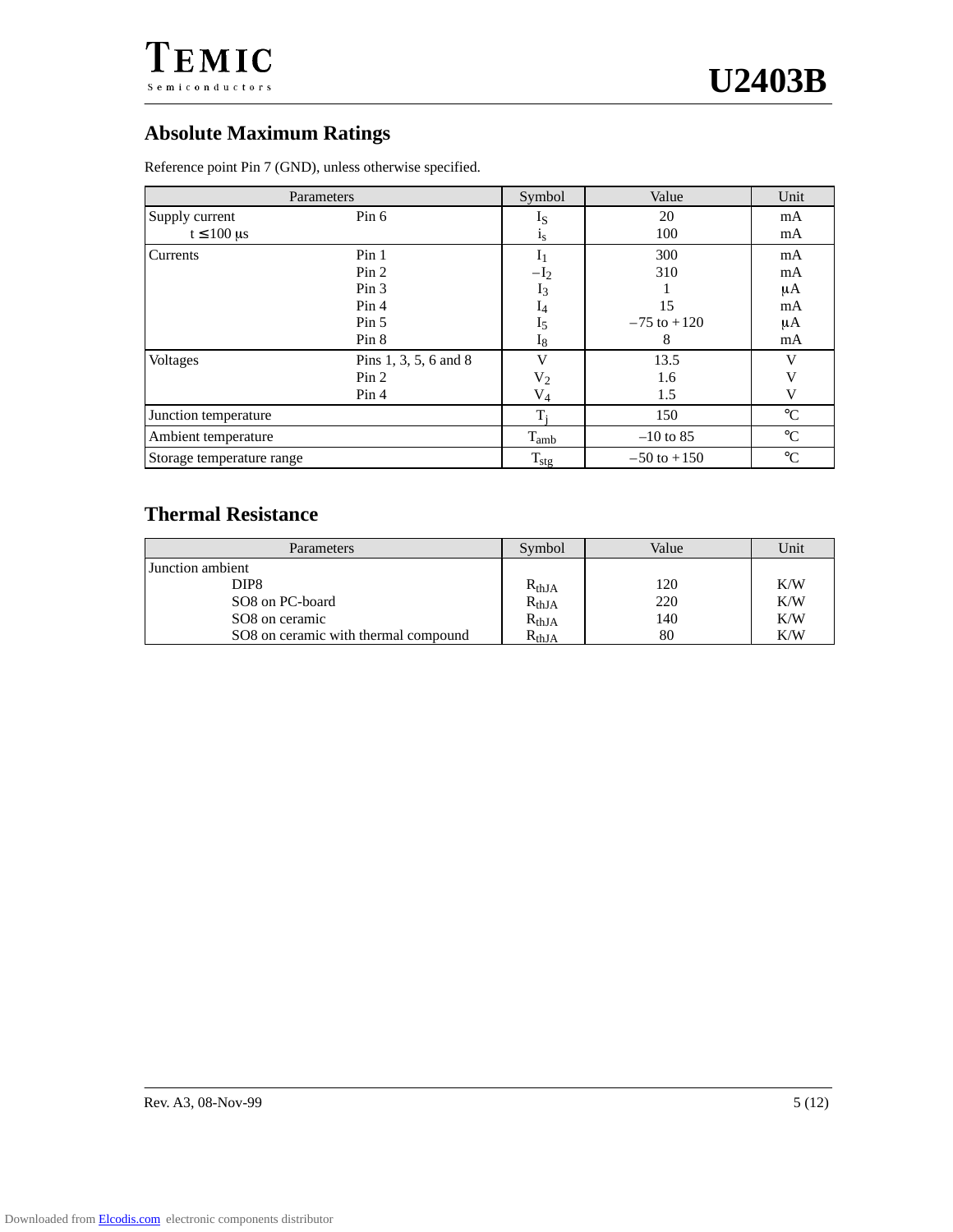## Absolute Maximum Ratings

Reference point Pin 7 (GND), unless otherwise specified.

| Parameters | | Symbol | Value | Unit |
|---|---|---|---|---|
| Supply current | Pin 6 | $I_S$ | 20 | mA |
| t ≤ 100 μs | | $i_s$ | 100 | mA |
| Currents | Pin 1 | $I_1$ | 300 | mA |
| | Pin 2 | $-I_2$ | 310 | mA |
| | Pin 3 | $I_3$ | 1 | μA |
| | Pin 4 | $I_4$ | 15 | mA |
| | Pin 5 | $I_5$ | –75 to +120 | μA |
| | Pin 8 | $I_8$ | 8 | mA |
| Voltages | Pins 1, 3, 5, 6 and 8 | V | 13.5 | V |
| | Pin 2 | $V_2$ | 1.6 | V |
| | Pin 4 | $V_4$ | 1.5 | V |
| Junction temperature | | $T_j$ | 150 | °C |
| Ambient temperature | | $T_{amb}$ | –10 to 85 | °C |
| Storage temperature range | | $T_{stg}$ | –50 to +150 | °C |

## Thermal Resistance

| Parameters | Symbol | Value | Unit |
|---|---|---|---|
| Junction ambient | | | |
| DIP8 | $R_{thJA}$ | 120 | K/W |
| SO8 on PC-board | $R_{thJA}$ | 220 | K/W |
| SO8 on ceramic | $R_{thJA}$ | 140 | K/W |
| SO8 on ceramic with thermal compound | $R_{thJA}$ | 80 | K/W |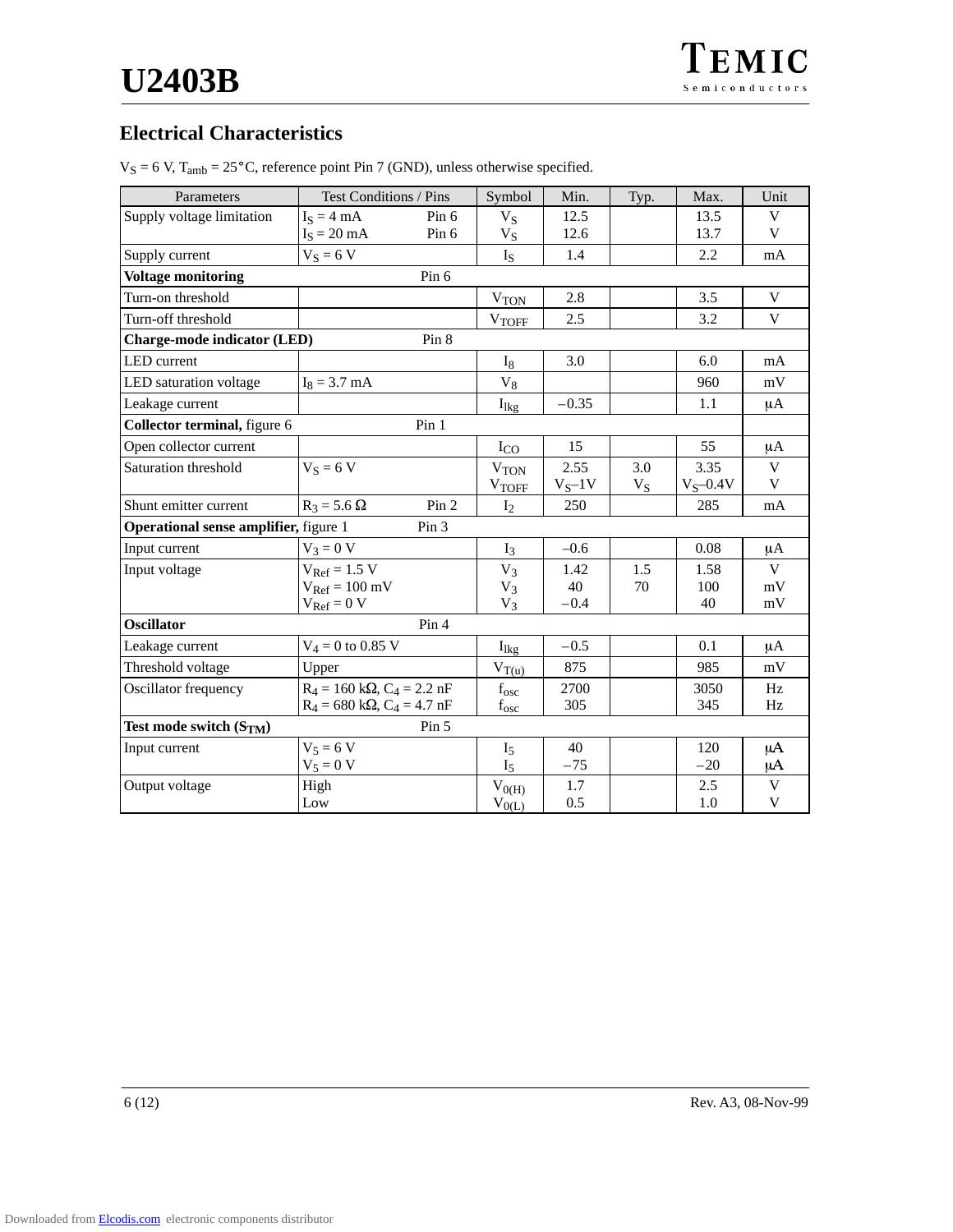## Electrical Characteristics

$V_S$ = 6 V, $T_{amb}$ = 25°C, reference point Pin 7 (GND), unless otherwise specified.

| Parameters | Test Conditions / Pins | Symbol | Min. | Typ. | Max. | Unit |
|---|---|---|---|---|---|---|
| Supply voltage limitation | $I_S$ = 4 mA  Pin 6<br>$I_S$ = 20 mA  Pin 6 | $V_S$<br>$V_S$ | 12.5<br>12.6 | | 13.5<br>13.7 | V<br>V |
| Supply current | $V_S$ = 6 V | $I_S$ | 1.4 | | 2.2 | mA |
| **Voltage monitoring** Pin 6 | | | | | | |
| Turn-on threshold | | $V_{TON}$ | 2.8 | | 3.5 | V |
| Turn-off threshold | | $V_{TOFF}$ | 2.5 | | 3.2 | V |
| **Charge-mode indicator (LED)** Pin 8 | | | | | | |
| LED current | | $I_8$ | 3.0 | | 6.0 | mA |
| LED saturation voltage | $I_8$ = 3.7 mA | $V_8$ | | | 960 | mV |
| Leakage current | | $I_{lkg}$ | –0.35 | | 1.1 | µA |
| **Collector terminal,** figure 6 Pin 1 | | | | | | |
| Open collector current | | $I_{CO}$ | 15 | | 55 | µA |
| Saturation threshold | $V_S$ = 6 V | $V_{TON}$<br>$V_{TOFF}$ | 2.55<br>$V_S$–1V | 3.0<br>$V_S$ | 3.35<br>$V_S$–0.4V | V<br>V |
| Shunt emitter current | $R_3$ = 5.6 Ω  Pin 2 | $I_2$ | 250 | | 285 | mA |
| **Operational sense amplifier,** figure 1 Pin 3 | | | | | | |
| Input current | $V_3$ = 0 V | $I_3$ | –0.6 | | 0.08 | µA |
| Input voltage | $V_{Ref}$ = 1.5 V<br>$V_{Ref}$ = 100 mV<br>$V_{Ref}$ = 0 V | $V_3$<br>$V_3$<br>$V_3$ | 1.42<br>40<br>–0.4 | 1.5<br>70 | 1.58<br>100<br>40 | V<br>mV<br>mV |
| **Oscillator** Pin 4 | | | | | | |
| Leakage current | $V_4$ = 0 to 0.85 V | $I_{lkg}$ | –0.5 | | 0.1 | µA |
| Threshold voltage | Upper | $V_{T(u)}$ | 875 | | 985 | mV |
| Oscillator frequency | $R_4$ = 160 kΩ, $C_4$ = 2.2 nF<br>$R_4$ = 680 kΩ, $C_4$ = 4.7 nF | $f_{osc}$<br>$f_{osc}$ | 2700<br>305 | | 3050<br>345 | Hz<br>Hz |
| **Test mode switch ($S_{TM}$)** Pin 5 | | | | | | |
| Input current | $V_5$ = 6 V<br>$V_5$ = 0 V | $I_5$<br>$I_5$ | 40<br>–75 | | 120<br>–20 | µA<br>µA |
| Output voltage | High<br>Low | $V_{0(H)}$<br>$V_{0(L)}$ | 1.7<br>0.5 | | 2.5<br>1.0 | V<br>V |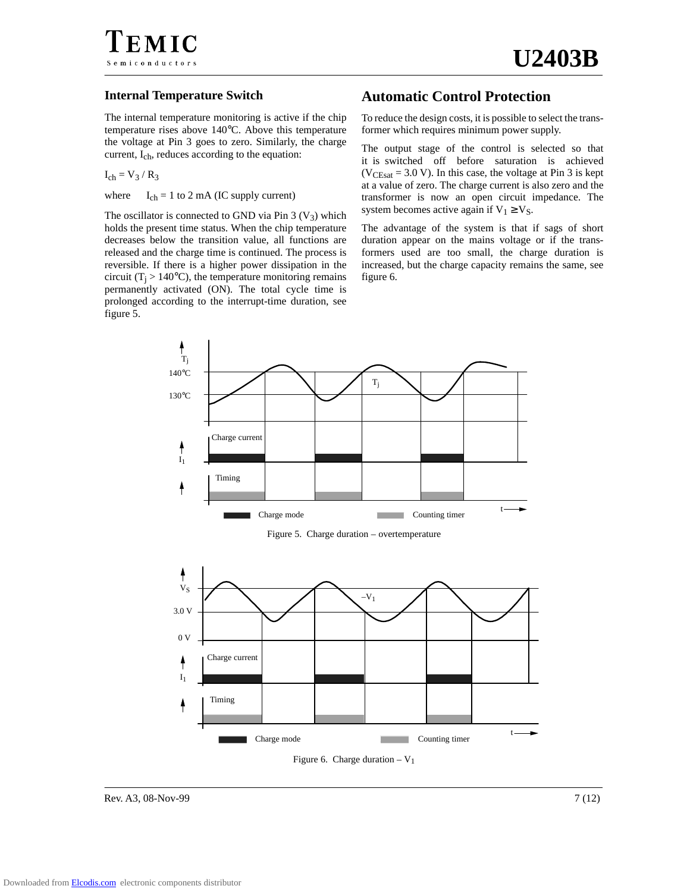## Internal Temperature Switch

The internal temperature monitoring is active if the chip temperature rises above 140°C. Above this temperature the voltage at Pin 3 goes to zero. Similarly, the charge current, $I_{ch}$, reduces according to the equation:

$I_{ch} = V_3 / R_3$

where $I_{ch}$ = 1 to 2 mA (IC supply current)

The oscillator is connected to GND via Pin 3 ($V_3$) which holds the present time status. When the chip temperature decreases below the transition value, all functions are released and the charge time is continued. The process is reversible. If there is a higher power dissipation in the circuit ($T_j$ > 140°C), the temperature monitoring remains permanently activated (ON). The total cycle time is prolonged according to the interrupt-time duration, see figure 5.

## Automatic Control Protection

To reduce the design costs, it is possible to select the transformer which requires minimum power supply.

The output stage of the control is selected so that it is switched off before saturation is achieved ($V_{CEsat}$ = 3.0 V). In this case, the voltage at Pin 3 is kept at a value of zero. The charge current is also zero and the transformer is now an open circuit impedance. The system becomes active again if $V_1 \geq V_S$.

The advantage of the system is that if sags of short duration appear on the mains voltage or if the transformers used are too small, the charge duration is increased, but the charge capacity remains the same, see figure 6.

Figure 5. Charge duration – overtemperature

Figure 6. Charge duration – $V_1$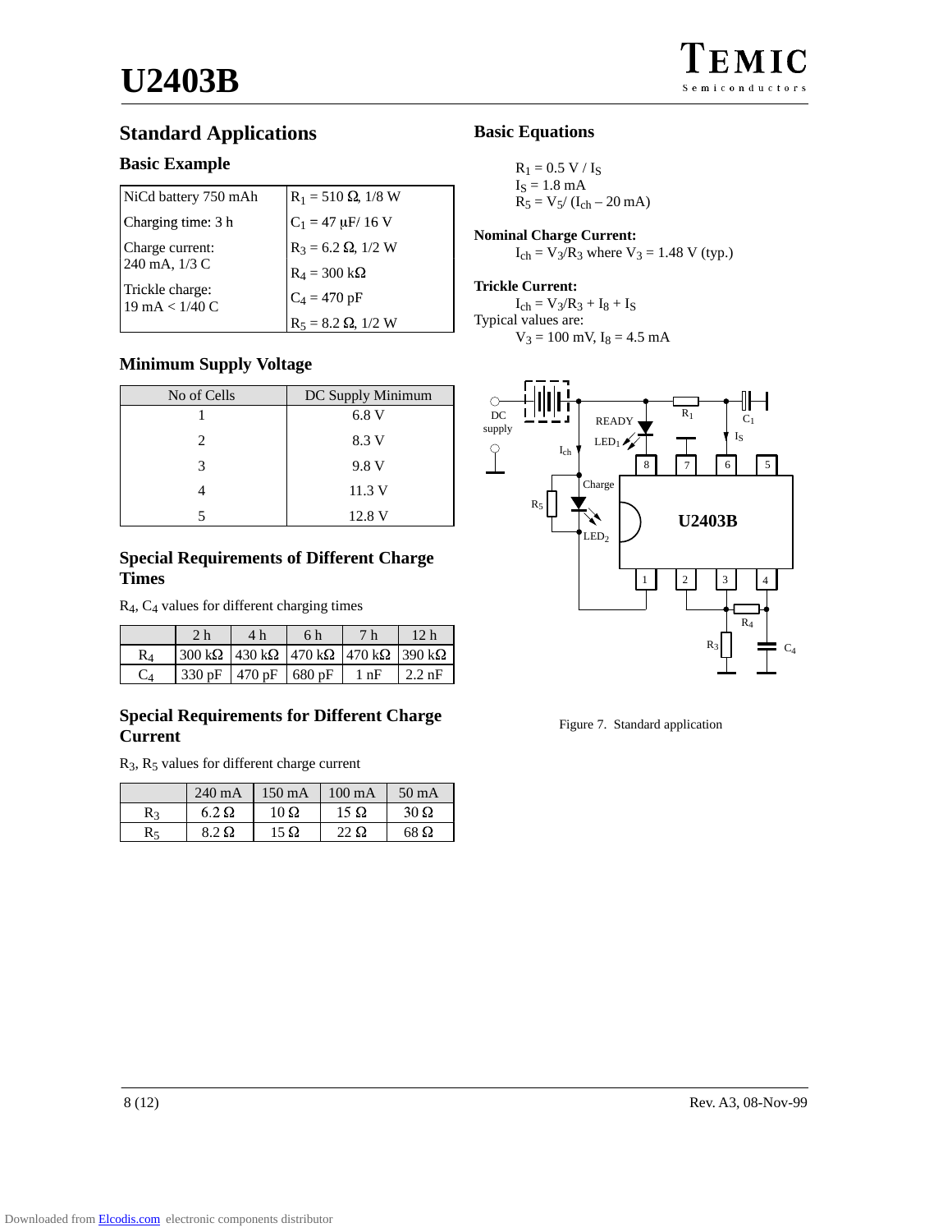## Standard Applications

### Basic Example

| | |
|---|---|
| NiCd battery 750 mAh | $R_1$ = 510 Ω, 1/8 W |
| Charging time: 3 h | $C_1$ = 47 μF/ 16 V |
| Charge current: 240 mA, 1/3 C | $R_3$ = 6.2 Ω, 1/2 W |
| | $R_4$ = 300 kΩ |
| Trickle charge: 19 mA < 1/40 C | $C_4$ = 470 pF |
| | $R_5$ = 8.2 Ω, 1/2 W |

### Minimum Supply Voltage

| No of Cells | DC Supply Minimum |
|---|---|
| 1 | 6.8 V |
| 2 | 8.3 V |
| 3 | 9.8 V |
| 4 | 11.3 V |
| 5 | 12.8 V |

### Special Requirements of Different Charge Times

$R_4$, $C_4$ values for different charging times

| | 2 h | 4 h | 6 h | 7 h | 12 h |
|---|---|---|---|---|---|
| $R_4$ | 300 kΩ | 430 kΩ | 470 kΩ | 470 kΩ | 390 kΩ |
| $C_4$ | 330 pF | 470 pF | 680 pF | 1 nF | 2.2 nF |

### Special Requirements for Different Charge Current

$R_3$, $R_5$ values for different charge current

| | 240 mA | 150 mA | 100 mA | 50 mA |
|---|---|---|---|---|
| $R_3$ | 6.2 Ω | 10 Ω | 15 Ω | 30 Ω |
| $R_5$ | 8.2 Ω | 15 Ω | 22 Ω | 68 Ω |

## Basic Equations

$R_1 = 0.5\ V / I_S$
$I_S = 1.8\ mA$
$R_5 = V_5 / (I_{ch} - 20\ mA)$

**Nominal Charge Current:**
$I_{ch} = V_3/R_3$ where $V_3 = 1.48\ V$ (typ.)

**Trickle Current:**
$I_{ch} = V_3/R_3 + I_8 + I_S$
Typical values are:
$V_3 = 100\ mV$, $I_8 = 4.5\ mA$

Figure 7. Standard application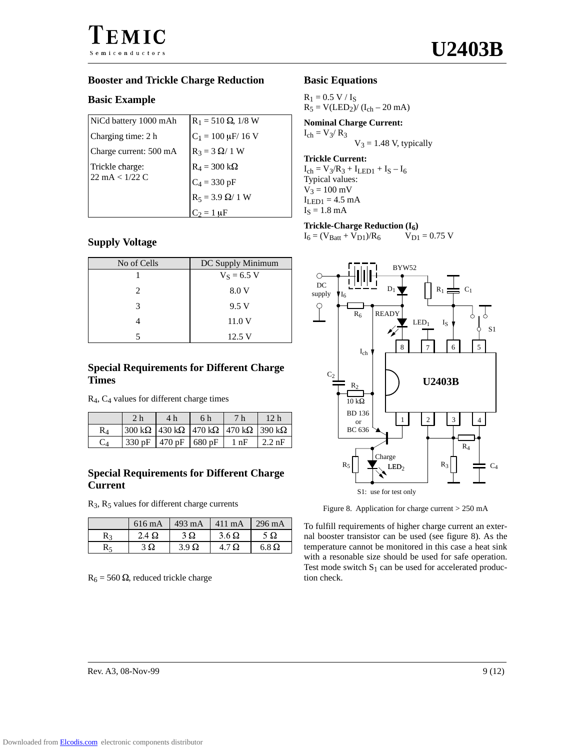## Booster and Trickle Charge Reduction

### Basic Example

| NiCd battery 1000 mAh | $R_1$ = 510 Ω, 1/8 W |
|---|---|
| Charging time: 2 h | $C_1$ = 100 μF/ 16 V |
| Charge current: 500 mA | $R_3$ = 3 Ω/ 1 W |
| Trickle charge: 22 mA < 1/22 C | $R_4$ = 300 kΩ |
| | $C_4$ = 330 pF |
| | $R_5$ = 3.9 Ω/ 1 W |
| | $C_2$ = 1 μF |

### Supply Voltage

| No of Cells | DC Supply Minimum |
|---|---|
| 1 | $V_S$ = 6.5 V |
| 2 | 8.0 V |
| 3 | 9.5 V |
| 4 | 11.0 V |
| 5 | 12.5 V |

### Special Requirements for Different Charge Times

$R_4$, $C_4$ values for different charge times

| | 2 h | 4 h | 6 h | 7 h | 12 h |
|---|---|---|---|---|---|
| $R_4$ | 300 kΩ | 430 kΩ | 470 kΩ | 470 kΩ | 390 kΩ |
| $C_4$ | 330 pF | 470 pF | 680 pF | 1 nF | 2.2 nF |

### Special Requirements for Different Charge Current

$R_3$, $R_5$ values for different charge currents

| | 616 mA | 493 mA | 411 mA | 296 mA |
|---|---|---|---|---|
| $R_3$ | 2.4 Ω | 3 Ω | 3.6 Ω | 5 Ω |
| $R_5$ | 3 Ω | 3.9 Ω | 4.7 Ω | 6.8 Ω |

$R_6$ = 560 Ω, reduced trickle charge

## Basic Equations

$R_1 = 0.5\ V / I_S$
$R_5 = V(LED_2)/ (I_{ch} – 20\ mA)$

**Nominal Charge Current:**
$I_{ch} = V_3/ R_3$
$V_3$ = 1.48 V, typically

**Trickle Current:**
$I_{ch} = V_3/R_3 + I_{LED1} + I_S – I_6$
Typical values:
$V_3$ = 100 mV
$I_{LED1}$ = 4.5 mA
$I_S$ = 1.8 mA

**Trickle-Charge Reduction ($I_6$)**
$I_6 = (V_{Batt} + V_{D1})/R_6$ $\quad V_{D1}$ = 0.75 V

Figure 8. Application for charge current > 250 mA

To fulfill requirements of higher charge current an external booster transistor can be used (see figure 8). As the temperature cannot be monitored in this case a heat sink with a resonable size should be used for safe operation. Test mode switch $S_1$ can be used for accelerated production check.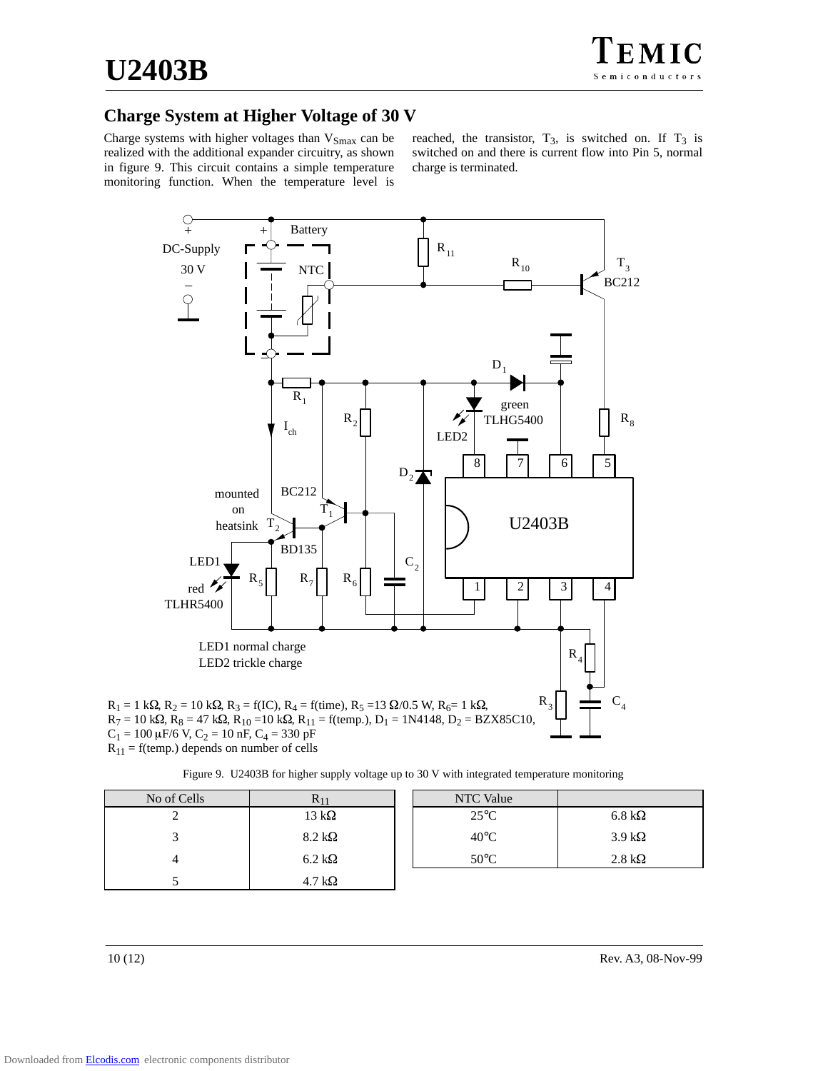## Charge System at Higher Voltage of 30 V

Charge systems with higher voltages than $V_{Smax}$ can be realized with the additional expander circuitry, as shown in figure 9. This circuit contains a simple temperature monitoring function. When the temperature level is reached, the transistor, $T_3$, is switched on. If $T_3$ is switched on and there is current flow into Pin 5, normal charge is terminated.

$R_1$ = 1 kΩ, $R_2$ = 10 kΩ, $R_3$ = f(IC), $R_4$ = f(time), $R_5$ =13 Ω/0.5 W, $R_6$= 1 kΩ,
$R_7$ = 10 kΩ, $R_8$ = 47 kΩ, $R_{10}$ =10 kΩ, $R_{11}$ = f(temp.), $D_1$ = 1N4148, $D_2$ = BZX85C10,
$C_1$ = 100 μF/6 V, $C_2$ = 10 nF, $C_4$ = 330 pF
$R_{11}$ = f(temp.) depends on number of cells

LED1 normal charge
LED2 trickle charge

Figure 9. U2403B for higher supply voltage up to 30 V with integrated temperature monitoring

| No of Cells | $R_{11}$ |
|---|---|
| 2 | 13 kΩ |
| 3 | 8.2 kΩ |
| 4 | 6.2 kΩ |
| 5 | 4.7 kΩ |

| NTC Value | |
|---|---|
| 25°C | 6.8 kΩ |
| 40°C | 3.9 kΩ |
| 50°C | 2.8 kΩ |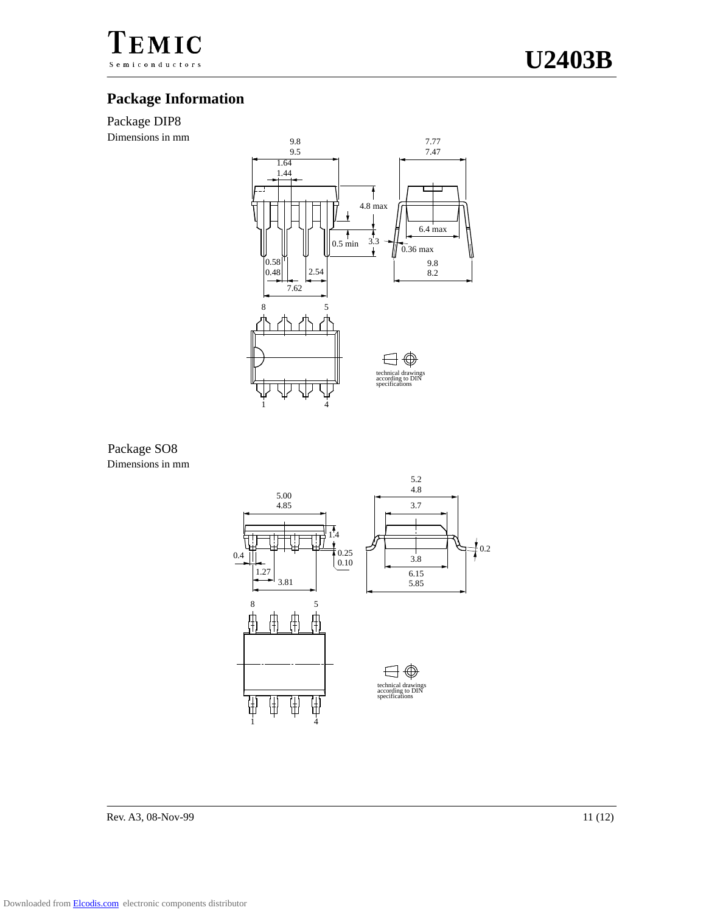## Package Information

### Package DIP8

Dimensions in mm

9.8
9.5

1.64
1.44

7.77
7.47

4.8 max

6.4 max

0.5 min

3.3

0.36 max

0.58
0.48

2.54

7.62

9.8
8.2

8 5

1 4

technical drawings
according to DIN
specifications

### Package SO8

Dimensions in mm

5.2
4.8

5.00
4.85

3.7

1.4

0.2

0.4

0.25
0.10

3.8

1.27

3.81

6.15
5.85

8 5

1 4

technical drawings
according to DIN
specifications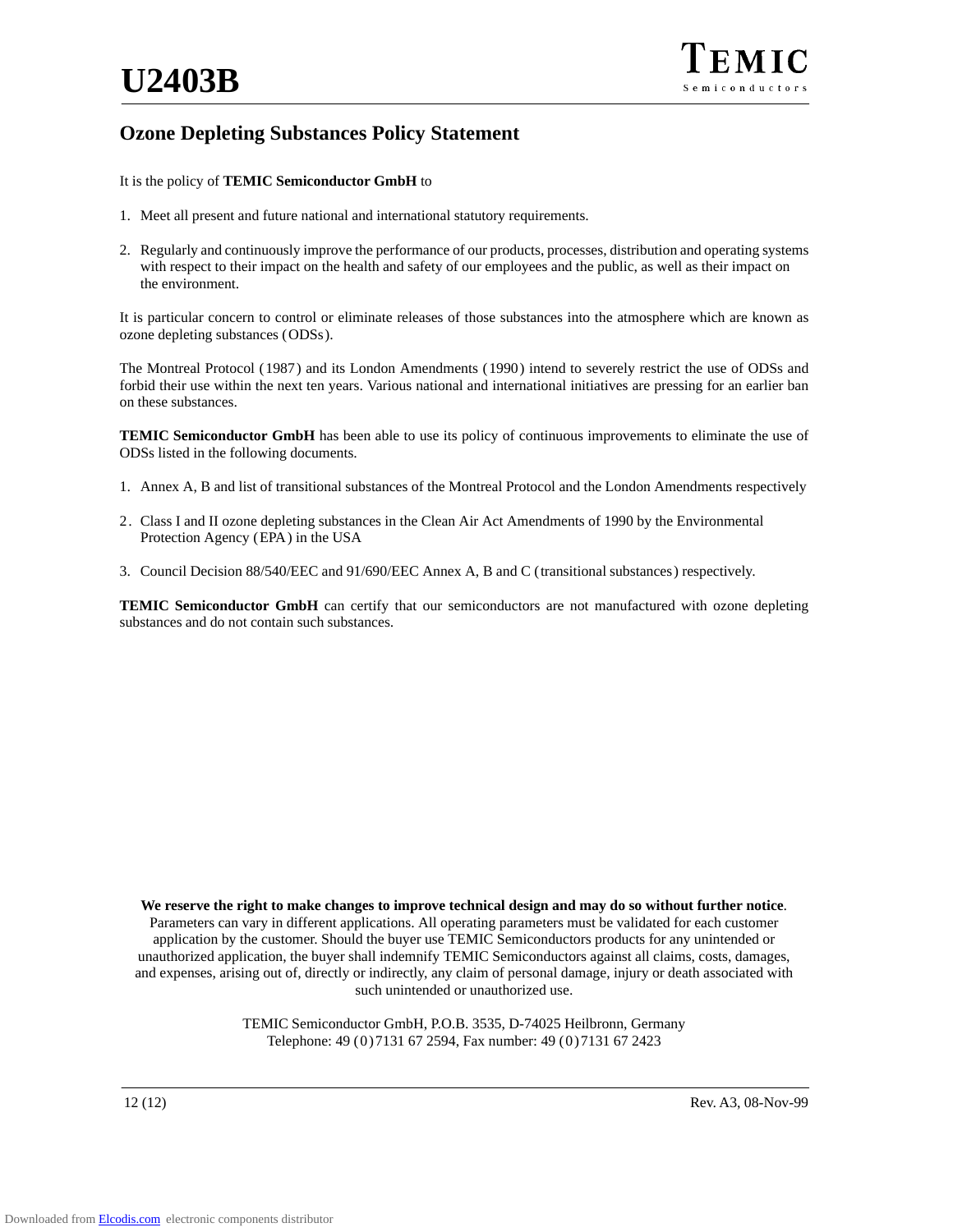## Ozone Depleting Substances Policy Statement

It is the policy of **TEMIC Semiconductor GmbH** to

1. Meet all present and future national and international statutory requirements.

2. Regularly and continuously improve the performance of our products, processes, distribution and operating systems with respect to their impact on the health and safety of our employees and the public, as well as their impact on the environment.

It is particular concern to control or eliminate releases of those substances into the atmosphere which are known as ozone depleting substances (ODSs).

The Montreal Protocol (1987) and its London Amendments (1990) intend to severely restrict the use of ODSs and forbid their use within the next ten years. Various national and international initiatives are pressing for an earlier ban on these substances.

**TEMIC Semiconductor GmbH** has been able to use its policy of continuous improvements to eliminate the use of ODSs listed in the following documents.

1. Annex A, B and list of transitional substances of the Montreal Protocol and the London Amendments respectively

2. Class I and II ozone depleting substances in the Clean Air Act Amendments of 1990 by the Environmental Protection Agency (EPA) in the USA

3. Council Decision 88/540/EEC and 91/690/EEC Annex A, B and C (transitional substances) respectively.

**TEMIC Semiconductor GmbH** can certify that our semiconductors are not manufactured with ozone depleting substances and do not contain such substances.

**We reserve the right to make changes to improve technical design and may do so without further notice**.
Parameters can vary in different applications. All operating parameters must be validated for each customer application by the customer. Should the buyer use TEMIC Semiconductors products for any unintended or unauthorized application, the buyer shall indemnify TEMIC Semiconductors against all claims, costs, damages, and expenses, arising out of, directly or indirectly, any claim of personal damage, injury or death associated with such unintended or unauthorized use.

TEMIC Semiconductor GmbH, P.O.B. 3535, D-74025 Heilbronn, Germany
Telephone: 49 (0)7131 67 2594, Fax number: 49 (0)7131 67 2423